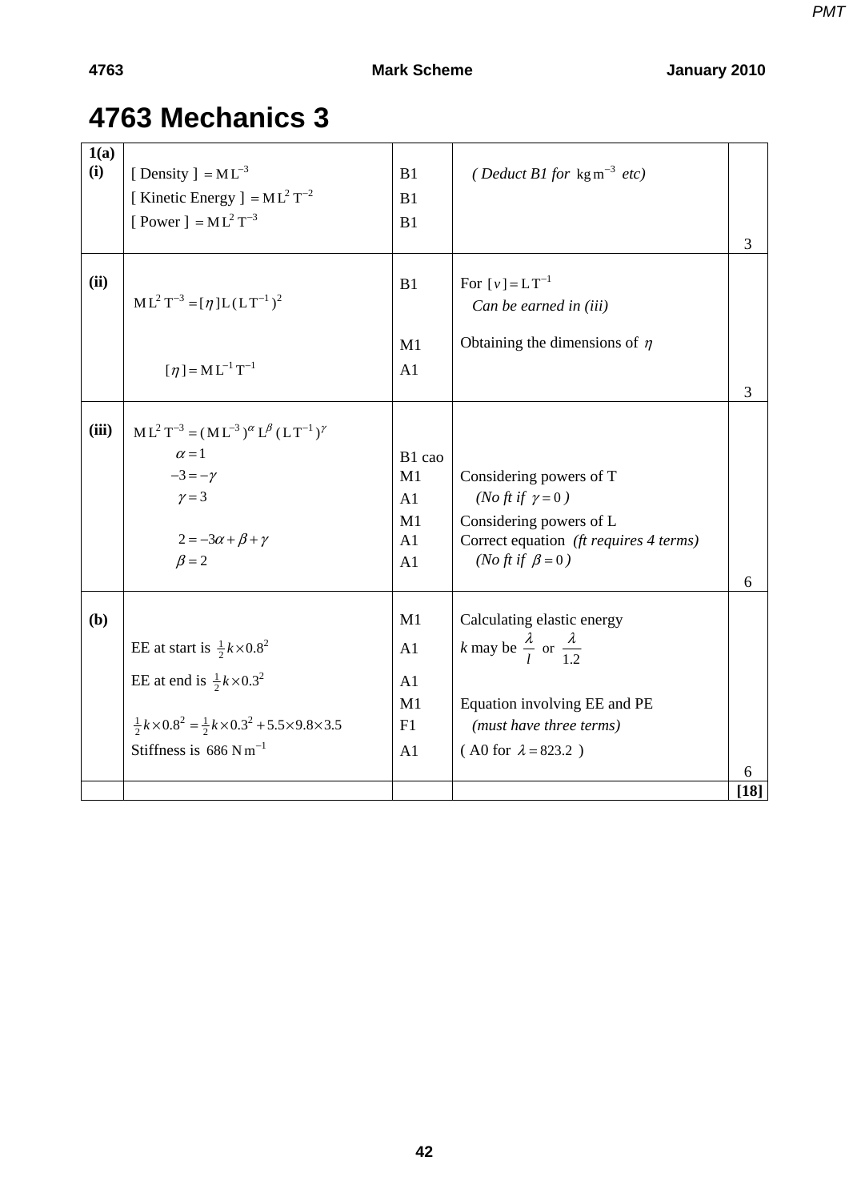# 4763 Mechanics 3

| | | | | |
|---|---|---|---|---|
| **1(a) (i)** | [ Density ] $= \mathrm{M\,L^{-3}}$<br>[ Kinetic Energy ] $= \mathrm{M\,L^{2}\,T^{-2}}$<br>[ Power ] $= \mathrm{M\,L^{2}\,T^{-3}}$ | B1<br>B1<br>B1 | *( Deduct B1 for* $\mathrm{kg\,m^{-3}}$ *etc)* | 3 |
| **(ii)** | $\mathrm{M\,L^{2}\,T^{-3}} = [\eta]\,\mathrm{L}\,(\mathrm{L\,T^{-1}})^2$<br><br>$[\eta] = \mathrm{M\,L^{-1}\,T^{-1}}$ | B1<br><br>M1<br>A1 | For $[v] = \mathrm{L\,T^{-1}}$<br>*Can be earned in (iii)*<br>Obtaining the dimensions of $\eta$ | 3 |
| **(iii)** | $\mathrm{M\,L^{2}\,T^{-3}} = (\mathrm{M\,L^{-3}})^{\alpha}\,\mathrm{L}^{\beta}\,(\mathrm{L\,T^{-1}})^{\gamma}$<br>$\alpha = 1$<br>$-3 = -\gamma$<br>$\gamma = 3$<br><br>$2 = -3\alpha + \beta + \gamma$<br>$\beta = 2$ | <br>B1 cao<br>M1<br>A1<br>M1<br>A1<br>A1 | <br><br>Considering powers of T<br>*(No ft if* $\gamma = 0$ *)*<br>Considering powers of L<br>Correct equation *(ft requires 4 terms)*<br>*(No ft if* $\beta = 0$ *)* | 6 |
| **(b)** | <br>EE at start is $\frac{1}{2}k \times 0.8^2$<br>EE at end is $\frac{1}{2}k \times 0.3^2$<br><br>$\frac{1}{2}k \times 0.8^2 = \frac{1}{2}k \times 0.3^2 + 5.5 \times 9.8 \times 3.5$<br>Stiffness is $686\ \mathrm{N\,m^{-1}}$ | M1<br>A1<br>A1<br>M1<br>F1<br>A1 | Calculating elastic energy<br>$k$ may be $\dfrac{\lambda}{l}$ or $\dfrac{\lambda}{1.2}$<br><br>Equation involving EE and PE<br>*(must have three terms)*<br>( A0 for $\lambda = 823.2$ ) | 6 |
| | | | | **[18]** |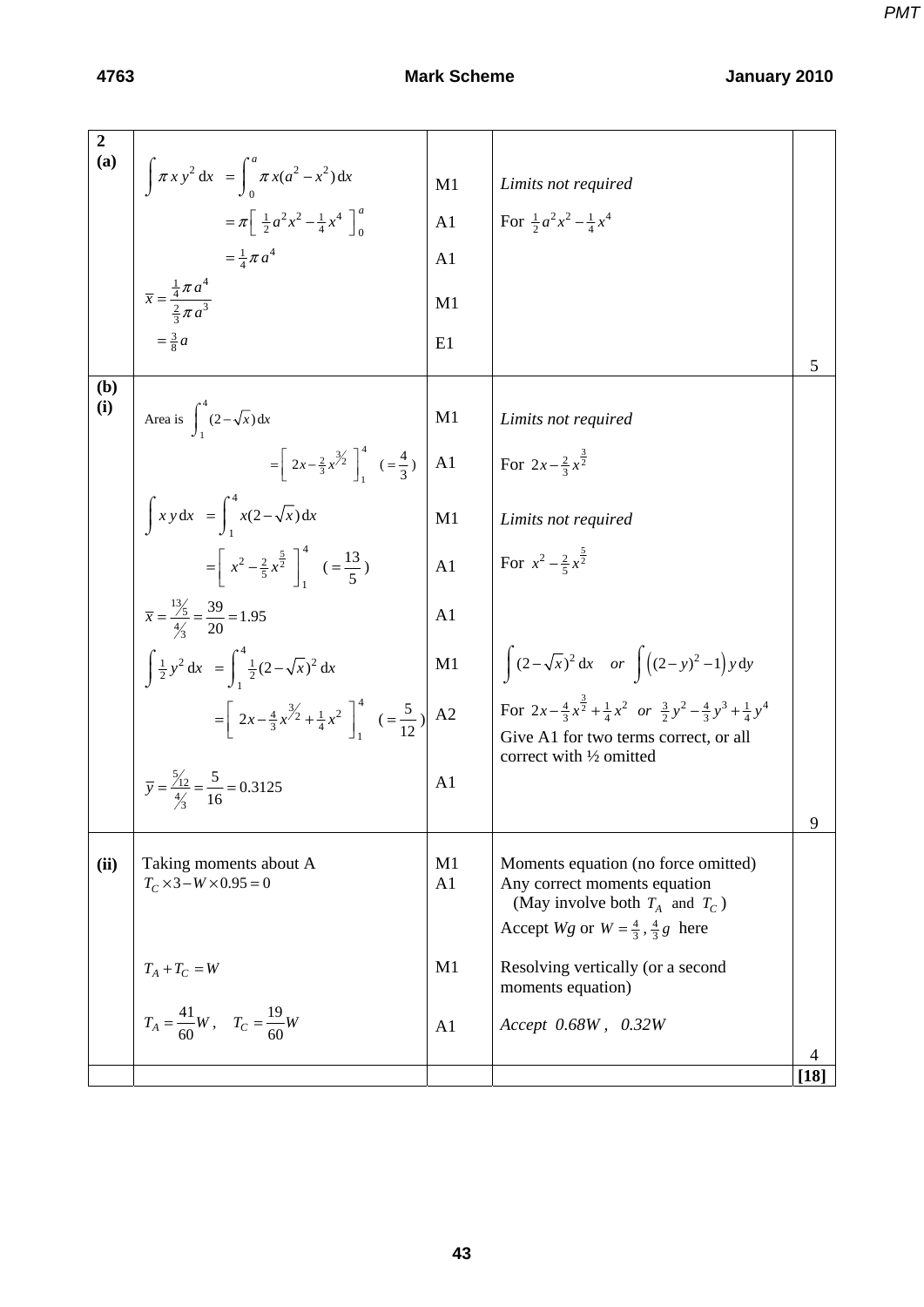| | | | | |
|---|---|---|---|---|
| **2 (a)** | $\int \pi x y^2 \, dx = \int_0^a \pi x(a^2 - x^2)\, dx$ | M1 | *Limits not required* | |
| | $= \pi\left[ \frac{1}{2}a^2x^2 - \frac{1}{4}x^4 \right]_0^a$ | A1 | For $\frac{1}{2}a^2x^2 - \frac{1}{4}x^4$ | |
| | $= \frac{1}{4}\pi a^4$ | A1 | | |
| | $\bar{x} = \dfrac{\frac{1}{4}\pi a^4}{\frac{2}{3}\pi a^3}$ | M1 | | |
| | $= \frac{3}{8}a$ | E1 | | 5 |
| **(b) (i)** | Area is $\int_1^4 (2 - \sqrt{x})\, dx$ | M1 | *Limits not required* | |
| | $= \left[ 2x - \frac{2}{3}x^{3/2} \right]_1^4 \quad (= \frac{4}{3})$ | A1 | For $2x - \frac{2}{3}x^{\frac{3}{2}}$ | |
| | $\int x y \, dx = \int_1^4 x(2 - \sqrt{x})\, dx$ | M1 | *Limits not required* | |
| | $= \left[ x^2 - \frac{2}{5}x^{\frac{5}{2}} \right]_1^4 \quad (= \frac{13}{5})$ | A1 | For $x^2 - \frac{2}{5}x^{\frac{5}{2}}$ | |
| | $\bar{x} = \dfrac{13/5}{4/3} = \dfrac{39}{20} = 1.95$ | A1 | | |
| | $\int \frac{1}{2}y^2 \, dx = \int_1^4 \frac{1}{2}(2 - \sqrt{x})^2 \, dx$ | M1 | $\int (2 - \sqrt{x})^2 \, dx \quad or \quad \int \left( (2-y)^2 - 1 \right) y \, dy$ | |
| | $= \left[ 2x - \frac{4}{3}x^{3/2} + \frac{1}{4}x^2 \right]_1^4 \quad (= \frac{5}{12})$ | A2 | For $2x - \frac{4}{3}x^{\frac{3}{2}} + \frac{1}{4}x^2 \;\; or \;\; \frac{3}{2}y^2 - \frac{4}{3}y^3 + \frac{1}{4}y^4$ Give A1 for two terms correct, or all correct with ½ omitted | |
| | $\bar{y} = \dfrac{5/12}{4/3} = \dfrac{5}{16} = 0.3125$ | A1 | | 9 |
| **(ii)** | Taking moments about A $T_C \times 3 - W \times 0.95 = 0$ | M1 A1 | Moments equation (no force omitted) Any correct moments equation (May involve both $T_A$ and $T_C$) Accept *Wg* or $W = \frac{4}{3}, \frac{4}{3}g$ here | |
| | $T_A + T_C = W$ | M1 | Resolving vertically (or a second moments equation) | |
| | $T_A = \dfrac{41}{60}W, \quad T_C = \dfrac{19}{60}W$ | A1 | *Accept 0.68W , 0.32W* | 4 |
| | | | | **[18]** |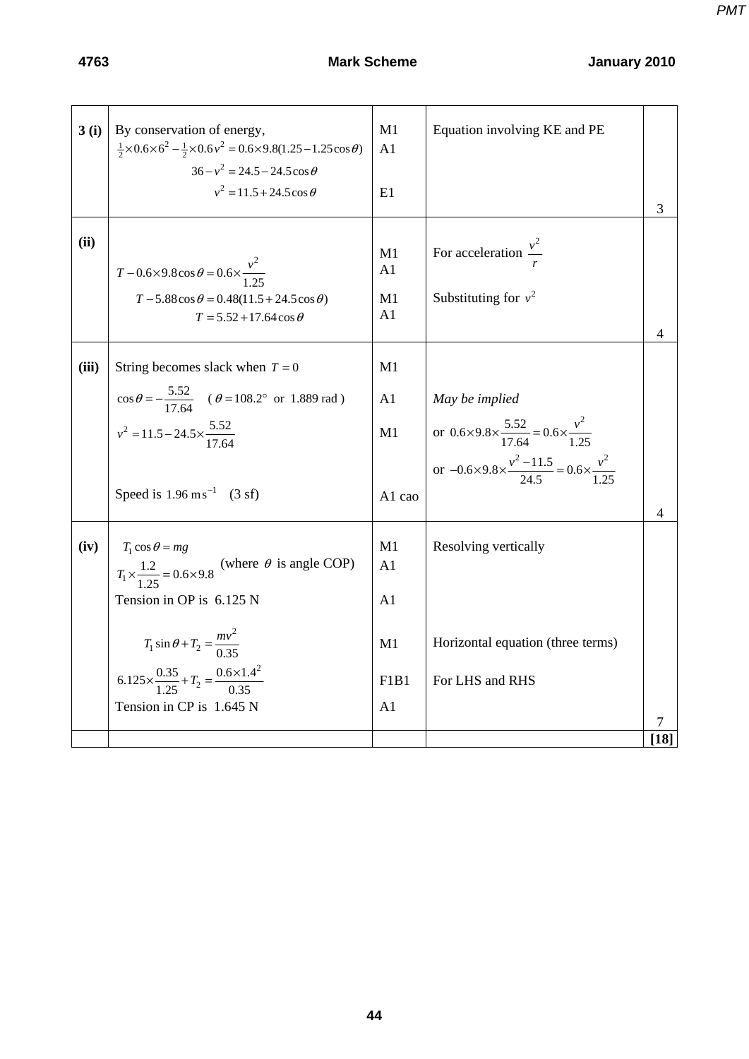| | | | | |
|---|---|---|---|---|
| **3 (i)** | By conservation of energy, $\frac{1}{2}\times 0.6\times 6^2 - \frac{1}{2}\times 0.6 v^2 = 0.6\times 9.8(1.25 - 1.25\cos\theta)$ <br> $36 - v^2 = 24.5 - 24.5\cos\theta$ <br> $v^2 = 11.5 + 24.5\cos\theta$ | M1 <br> A1 <br><br> E1 | Equation involving KE and PE | 3 |
| **(ii)** | $T - 0.6\times 9.8\cos\theta = 0.6\times\frac{v^2}{1.25}$ <br> $T - 5.88\cos\theta = 0.48(11.5 + 24.5\cos\theta)$ <br> $T = 5.52 + 17.64\cos\theta$ | M1 <br> A1 <br> M1 <br> A1 | For acceleration $\frac{v^2}{r}$ <br><br> Substituting for $v^2$ | 4 |
| **(iii)** | String becomes slack when $T = 0$ <br> $\cos\theta = -\frac{5.52}{17.64}$ ( $\theta = 108.2°$ or 1.889 rad ) <br> $v^2 = 11.5 - 24.5\times\frac{5.52}{17.64}$ <br><br> Speed is $1.96\ \text{m s}^{-1}$ (3 sf) | M1 <br> A1 <br> M1 <br><br> A1 cao | *May be implied* <br> or $0.6\times 9.8\times\frac{5.52}{17.64} = 0.6\times\frac{v^2}{1.25}$ <br> or $-0.6\times 9.8\times\frac{v^2 - 11.5}{24.5} = 0.6\times\frac{v^2}{1.25}$ | 4 |
| **(iv)** | $T_1\cos\theta = mg$ <br> $T_1\times\frac{1.2}{1.25} = 0.6\times 9.8$ (where $\theta$ is angle COP) <br> Tension in OP is 6.125 N <br><br> $T_1\sin\theta + T_2 = \frac{mv^2}{0.35}$ <br> $6.125\times\frac{0.35}{1.25} + T_2 = \frac{0.6\times 1.4^2}{0.35}$ <br> Tension in CP is 1.645 N | M1 <br> A1 <br> A1 <br><br> M1 <br> F1B1 <br> A1 | Resolving vertically <br><br><br><br> Horizontal equation (three terms) <br> For LHS and RHS | 7 |
| | | | | **[18]** |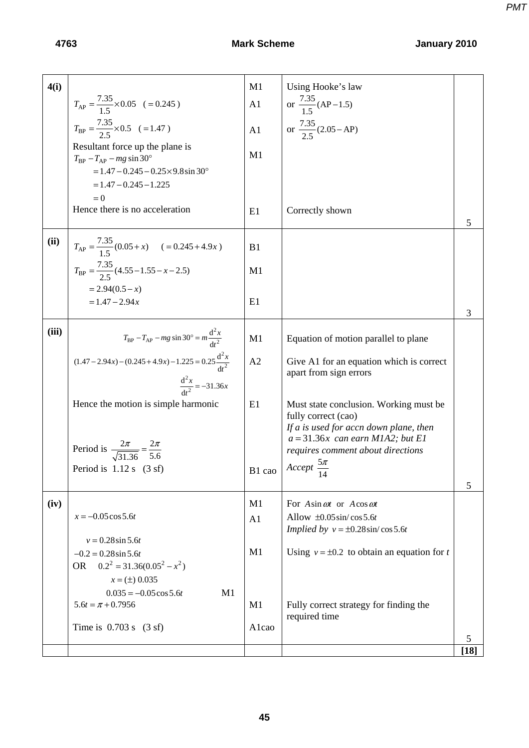| | | | | |
|---|---|---|---|---|
| 4(i) | $T_{AP} = \frac{7.35}{1.5} \times 0.05 \quad (= 0.245)$<br>$T_{BP} = \frac{7.35}{2.5} \times 0.5 \quad (= 1.47)$<br>Resultant force up the plane is<br>$T_{BP} - T_{AP} - mg\sin 30°$<br>$= 1.47 - 0.245 - 0.25 \times 9.8 \sin 30°$<br>$= 1.47 - 0.245 - 1.225$<br>$= 0$<br>Hence there is no acceleration | M1<br>A1<br>A1<br>M1<br><br>E1 | Using Hooke's law<br>or $\frac{7.35}{1.5}(\text{AP} - 1.5)$<br>or $\frac{7.35}{2.5}(2.05 - \text{AP})$<br><br>Correctly shown | 5 |
| (ii) | $T_{AP} = \frac{7.35}{1.5}(0.05 + x) \quad (= 0.245 + 4.9x)$<br>$T_{BP} = \frac{7.35}{2.5}(4.55 - 1.55 - x - 2.5)$<br>$= 2.94(0.5 - x)$<br>$= 1.47 - 2.94x$ | B1<br>M1<br><br>E1 | | 3 |
| (iii) | $T_{BP} - T_{AP} - mg\sin 30° = m\frac{d^2x}{dt^2}$<br>$(1.47 - 2.94x) - (0.245 + 4.9x) - 1.225 = 0.25\frac{d^2x}{dt^2}$<br>$\frac{d^2x}{dt^2} = -31.36x$<br>Hence the motion is simple harmonic<br><br>Period is $\frac{2\pi}{\sqrt{31.36}} = \frac{2\pi}{5.6}$<br>Period is 1.12 s (3 sf) | M1<br>A2<br><br>E1<br><br>B1 cao | Equation of motion parallel to plane<br>Give A1 for an equation which is correct apart from sign errors<br><br>Must state conclusion. Working must be fully correct (cao)<br>*If a is used for accn down plane, then $a = 31.36x$ can earn M1A2; but E1 requires comment about directions*<br>*Accept* $\frac{5\pi}{14}$ | 5 |
| (iv) | $x = -0.05\cos 5.6t$<br><br>$v = 0.28\sin 5.6t$<br>$-0.2 = 0.28\sin 5.6t$<br>OR $\quad 0.2^2 = 31.36(0.05^2 - x^2)$<br>$x = (\pm)\ 0.035$<br>$0.035 = -0.05\cos 5.6t$ M1<br>$5.6t = \pi + 0.7956$<br>Time is 0.703 s (3 sf) | M1<br>A1<br><br>M1<br><br>M1<br>A1cao | For $A\sin\omega t$ or $A\cos\omega t$<br>Allow $\pm 0.05\sin/\cos 5.6t$<br>*Implied by* $v = \pm 0.28\sin/\cos 5.6t$<br>Using $v = \pm 0.2$ to obtain an equation for $t$<br><br>Fully correct strategy for finding the required time | 5 |
| | | | | [18] |